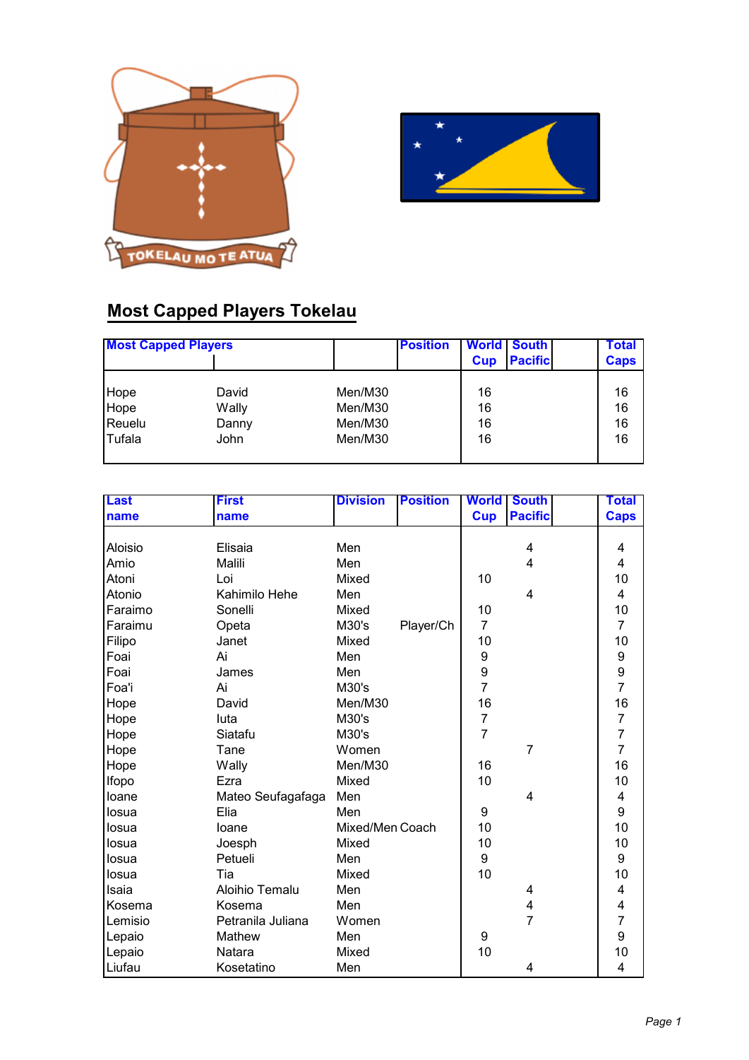# Most Capped Players Tokelau

| Most Capped Players | | | Position | World Cup | South Pacific | | Total Caps |
|---|---|---|---|---|---|---|---|
| Hope | David | Men/M30 | | 16 | | | 16 |
| Hope | Wally | Men/M30 | | 16 | | | 16 |
| Reuelu | Danny | Men/M30 | | 16 | | | 16 |
| Tufala | John | Men/M30 | | 16 | | | 16 |

| Last name | First name | Division | Position | World Cup | South Pacific | | Total Caps |
|---|---|---|---|---|---|---|---|
| Aloisio | Elisaia | Men | | | 4 | | 4 |
| Amio | Malili | Men | | | 4 | | 4 |
| Atoni | Loi | Mixed | | 10 | | | 10 |
| Atonio | Kahimilo Hehe | Men | | | 4 | | 4 |
| Faraimo | Sonelli | Mixed | | 10 | | | 10 |
| Faraimu | Opeta | M30's | Player/Ch | 7 | | | 7 |
| Filipo | Janet | Mixed | | 10 | | | 10 |
| Foai | Ai | Men | | 9 | | | 9 |
| Foai | James | Men | | 9 | | | 9 |
| Foa'i | Ai | M30's | | 7 | | | 7 |
| Hope | David | Men/M30 | | 16 | | | 16 |
| Hope | Iuta | M30's | | 7 | | | 7 |
| Hope | Siatafu | M30's | | 7 | | | 7 |
| Hope | Tane | Women | | | 7 | | 7 |
| Hope | Wally | Men/M30 | | 16 | | | 16 |
| Ifopo | Ezra | Mixed | | 10 | | | 10 |
| Ioane | Mateo Seufagafaga | Men | | | 4 | | 4 |
| Iosua | Elia | Men | | 9 | | | 9 |
| Iosua | Ioane | Mixed/Men | Coach | 10 | | | 10 |
| Iosua | Joesph | Mixed | | 10 | | | 10 |
| Iosua | Petueli | Men | | 9 | | | 9 |
| Iosua | Tia | Mixed | | 10 | | | 10 |
| Isaia | Aloihio Temalu | Men | | | 4 | | 4 |
| Kosema | Kosema | Men | | | 4 | | 4 |
| Lemisio | Petranila Juliana | Women | | | 7 | | 7 |
| Lepaio | Mathew | Men | | 9 | | | 9 |
| Lepaio | Natara | Mixed | | 10 | | | 10 |
| Liufau | Kosetatino | Men | | | 4 | | 4 |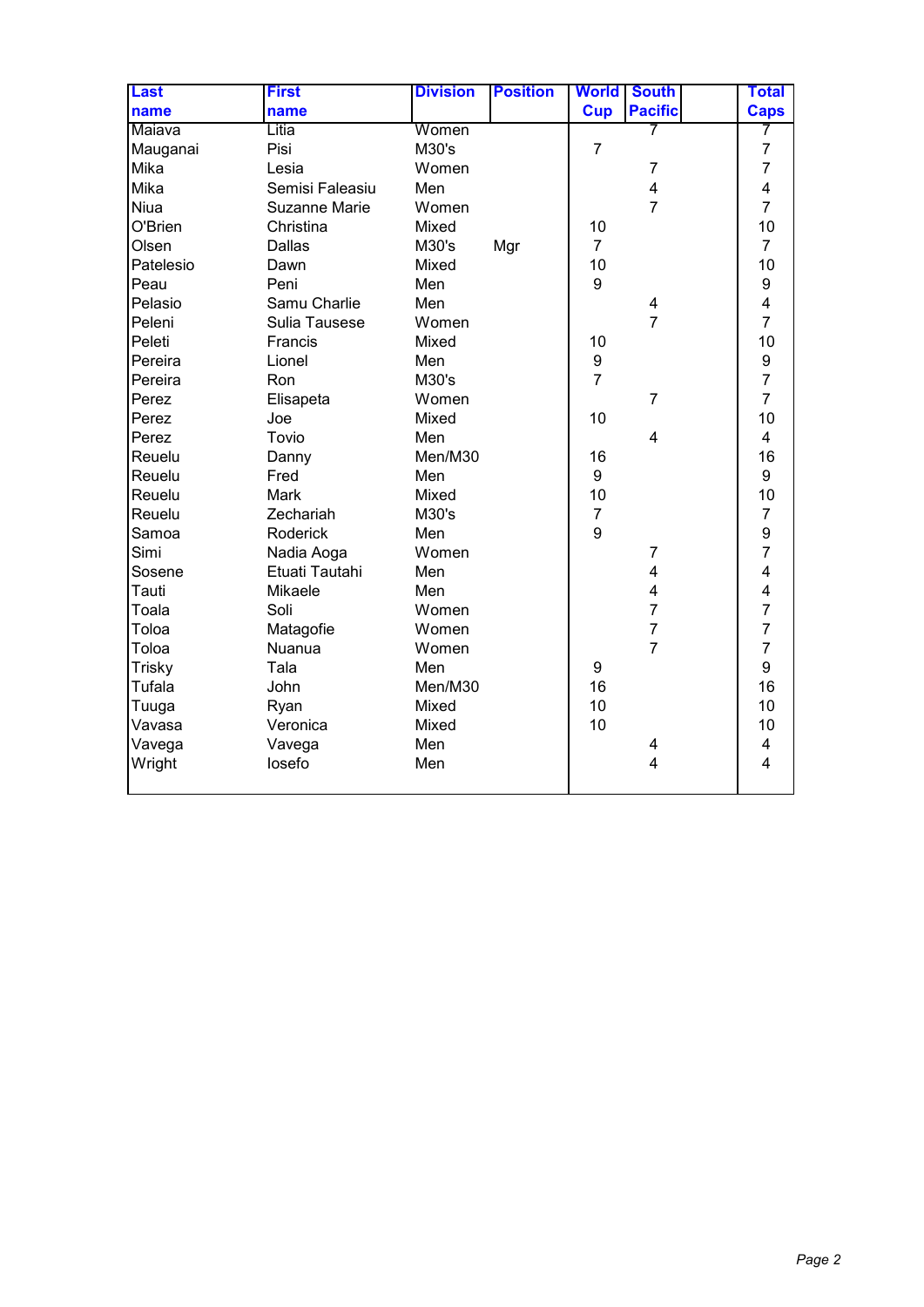| Last name | First name | Division | Position | World Cup | South Pacific | | Total Caps |
|---|---|---|---|---|---|---|---|
| Maiava | Litia | Women | | | 7 | | 7 |
| Mauganai | Pisi | M30's | | 7 | | | 7 |
| Mika | Lesia | Women | | | 7 | | 7 |
| Mika | Semisi Faleasiu | Men | | | 4 | | 4 |
| Niua | Suzanne Marie | Women | | | 7 | | 7 |
| O'Brien | Christina | Mixed | | 10 | | | 10 |
| Olsen | Dallas | M30's | Mgr | 7 | | | 7 |
| Patelesio | Dawn | Mixed | | 10 | | | 10 |
| Peau | Peni | Men | | 9 | | | 9 |
| Pelasio | Samu Charlie | Men | | | 4 | | 4 |
| Peleni | Sulia Tausese | Women | | | 7 | | 7 |
| Peleti | Francis | Mixed | | 10 | | | 10 |
| Pereira | Lionel | Men | | 9 | | | 9 |
| Pereira | Ron | M30's | | 7 | | | 7 |
| Perez | Elisapeta | Women | | | 7 | | 7 |
| Perez | Joe | Mixed | | 10 | | | 10 |
| Perez | Tovio | Men | | | 4 | | 4 |
| Reuelu | Danny | Men/M30 | | 16 | | | 16 |
| Reuelu | Fred | Men | | 9 | | | 9 |
| Reuelu | Mark | Mixed | | 10 | | | 10 |
| Reuelu | Zechariah | M30's | | 7 | | | 7 |
| Samoa | Roderick | Men | | 9 | | | 9 |
| Simi | Nadia Aoga | Women | | | 7 | | 7 |
| Sosene | Etuati Tautahi | Men | | | 4 | | 4 |
| Tauti | Mikaele | Men | | | 4 | | 4 |
| Toala | Soli | Women | | | 7 | | 7 |
| Toloa | Matagofie | Women | | | 7 | | 7 |
| Toloa | Nuanua | Women | | | 7 | | 7 |
| Trisky | Tala | Men | | 9 | | | 9 |
| Tufala | John | Men/M30 | | 16 | | | 16 |
| Tuuga | Ryan | Mixed | | 10 | | | 10 |
| Vavasa | Veronica | Mixed | | 10 | | | 10 |
| Vavega | Vavega | Men | | | 4 | | 4 |
| Wright | Iosefo | Men | | | 4 | | 4 |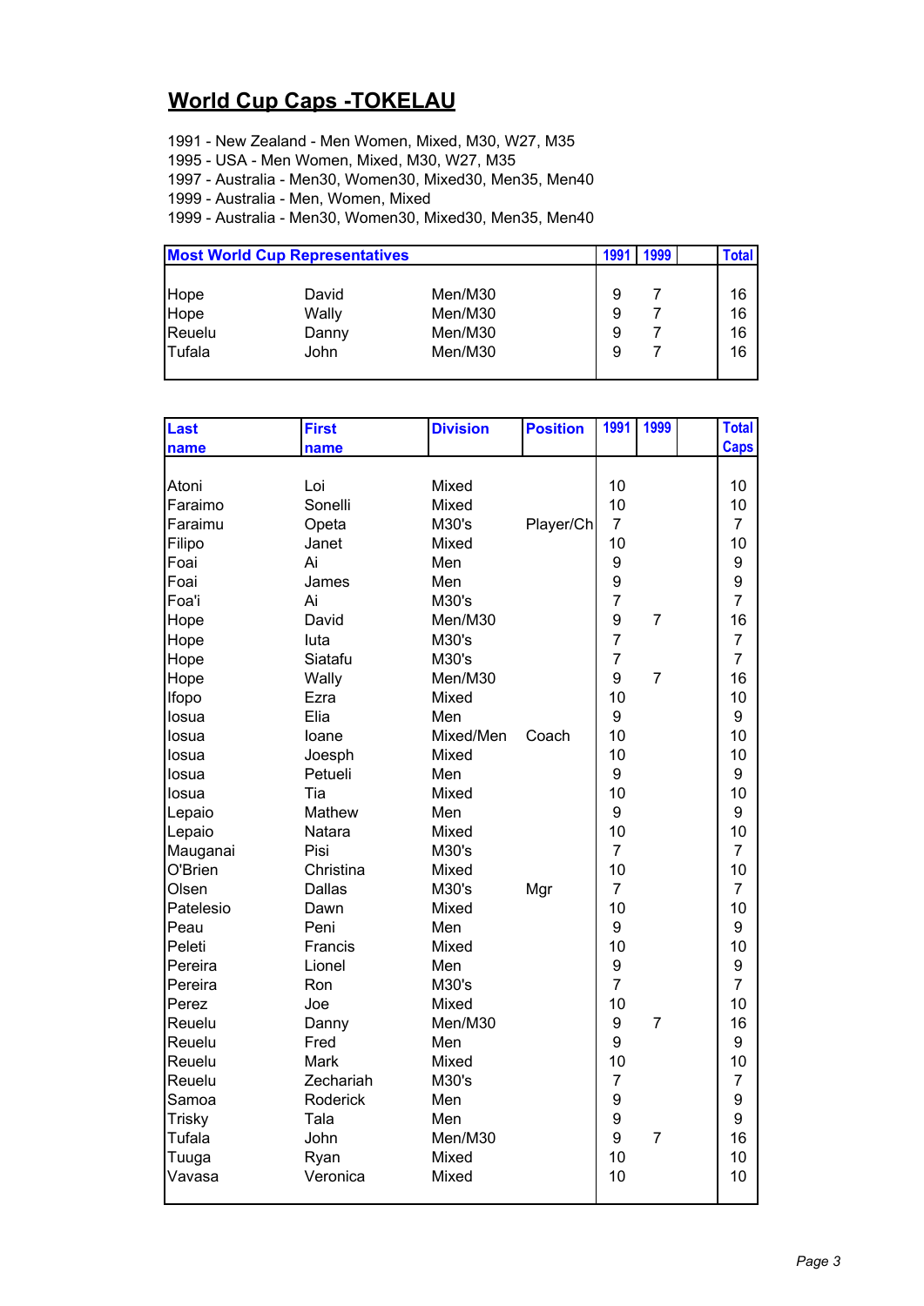# World Cup Caps -TOKELAU

1991 - New Zealand - Men Women, Mixed, M30, W27, M35
1995 - USA - Men Women, Mixed, M30, W27, M35
1997 - Australia - Men30, Women30, Mixed30, Men35, Men40
1999 - Australia - Men, Women, Mixed
1999 - Australia - Men30, Women30, Mixed30, Men35, Men40

| Most World Cup Representatives | | | | 1991 | 1999 | | Total |
|---|---|---|---|---|---|---|---|
| Hope | David | Men/M30 | | 9 | 7 | | 16 |
| Hope | Wally | Men/M30 | | 9 | 7 | | 16 |
| Reuelu | Danny | Men/M30 | | 9 | 7 | | 16 |
| Tufala | John | Men/M30 | | 9 | 7 | | 16 |

| Last name | First name | Division | Position | 1991 | 1999 | | Total Caps |
|---|---|---|---|---|---|---|---|
| Atoni | Loi | Mixed | | 10 | | | 10 |
| Faraimo | Sonelli | Mixed | | 10 | | | 10 |
| Faraimu | Opeta | M30's | Player/Ch | 7 | | | 7 |
| Filipo | Janet | Mixed | | 10 | | | 10 |
| Foai | Ai | Men | | 9 | | | 9 |
| Foai | James | Men | | 9 | | | 9 |
| Foa'i | Ai | M30's | | 7 | | | 7 |
| Hope | David | Men/M30 | | 9 | 7 | | 16 |
| Hope | Iuta | M30's | | 7 | | | 7 |
| Hope | Siatafu | M30's | | 7 | | | 7 |
| Hope | Wally | Men/M30 | | 9 | 7 | | 16 |
| Ifopo | Ezra | Mixed | | 10 | | | 10 |
| Iosua | Elia | Men | | 9 | | | 9 |
| Iosua | Ioane | Mixed/Men | Coach | 10 | | | 10 |
| Iosua | Joesph | Mixed | | 10 | | | 10 |
| Iosua | Petueli | Men | | 9 | | | 9 |
| Iosua | Tia | Mixed | | 10 | | | 10 |
| Lepaio | Mathew | Men | | 9 | | | 9 |
| Lepaio | Natara | Mixed | | 10 | | | 10 |
| Mauganai | Pisi | M30's | | 7 | | | 7 |
| O'Brien | Christina | Mixed | | 10 | | | 10 |
| Olsen | Dallas | M30's | Mgr | 7 | | | 7 |
| Patelesio | Dawn | Mixed | | 10 | | | 10 |
| Peau | Peni | Men | | 9 | | | 9 |
| Peleti | Francis | Mixed | | 10 | | | 10 |
| Pereira | Lionel | Men | | 9 | | | 9 |
| Pereira | Ron | M30's | | 7 | | | 7 |
| Perez | Joe | Mixed | | 10 | | | 10 |
| Reuelu | Danny | Men/M30 | | 9 | 7 | | 16 |
| Reuelu | Fred | Men | | 9 | | | 9 |
| Reuelu | Mark | Mixed | | 10 | | | 10 |
| Reuelu | Zechariah | M30's | | 7 | | | 7 |
| Samoa | Roderick | Men | | 9 | | | 9 |
| Trisky | Tala | Men | | 9 | | | 9 |
| Tufala | John | Men/M30 | | 9 | 7 | | 16 |
| Tuuga | Ryan | Mixed | | 10 | | | 10 |
| Vavasa | Veronica | Mixed | | 10 | | | 10 |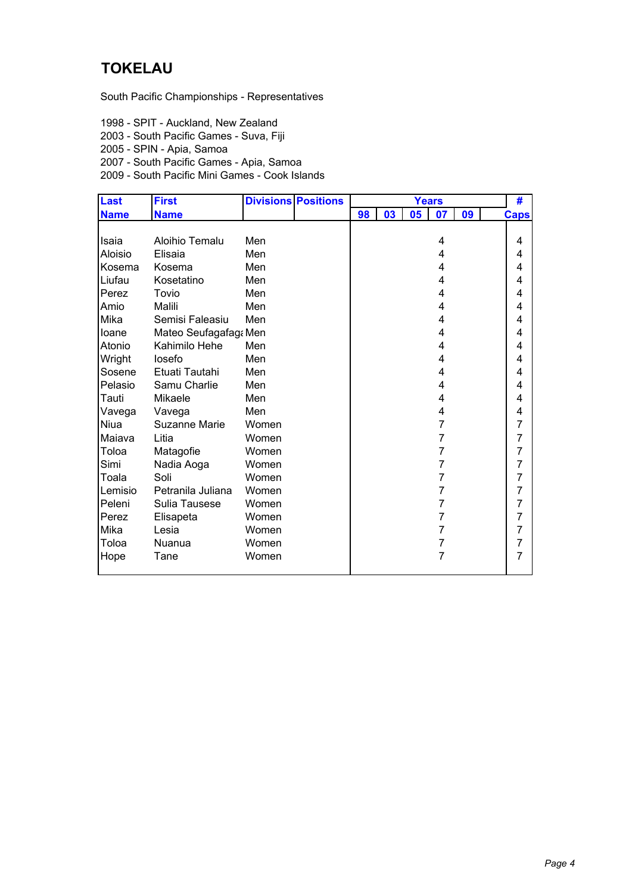# TOKELAU

South Pacific Championships - Representatives

1998 - SPIT - Auckland, New Zealand
2003 - South Pacific Games - Suva, Fiji
2005 - SPIN - Apia, Samoa
2007 - South Pacific Games - Apia, Samoa
2009 - South Pacific Mini Games - Cook Islands

| Last | First | Divisions | Positions | Years | | | | | # |
|---|---|---|---|---|---|---|---|---|---|
| Name | Name | | | 98 | 03 | 05 | 07 | 09 | Caps |
| Isaia | Aloihio Temalu | Men | | | | | 4 | | 4 |
| Aloisio | Elisaia | Men | | | | | 4 | | 4 |
| Kosema | Kosema | Men | | | | | 4 | | 4 |
| Liufau | Kosetatino | Men | | | | | 4 | | 4 |
| Perez | Tovio | Men | | | | | 4 | | 4 |
| Amio | Malili | Men | | | | | 4 | | 4 |
| Mika | Semisi Faleasiu | Men | | | | | 4 | | 4 |
| Ioane | Mateo Seufagafag | Men | | | | | 4 | | 4 |
| Atonio | Kahimilo Hehe | Men | | | | | 4 | | 4 |
| Wright | Iosefo | Men | | | | | 4 | | 4 |
| Sosene | Etuati Tautahi | Men | | | | | 4 | | 4 |
| Pelasio | Samu Charlie | Men | | | | | 4 | | 4 |
| Tauti | Mikaele | Men | | | | | 4 | | 4 |
| Vavega | Vavega | Men | | | | | 4 | | 4 |
| Niua | Suzanne Marie | Women | | | | | 7 | | 7 |
| Maiava | Litia | Women | | | | | 7 | | 7 |
| Toloa | Matagofie | Women | | | | | 7 | | 7 |
| Simi | Nadia Aoga | Women | | | | | 7 | | 7 |
| Toala | Soli | Women | | | | | 7 | | 7 |
| Lemisio | Petranila Juliana | Women | | | | | 7 | | 7 |
| Peleni | Sulia Tausese | Women | | | | | 7 | | 7 |
| Perez | Elisapeta | Women | | | | | 7 | | 7 |
| Mika | Lesia | Women | | | | | 7 | | 7 |
| Toloa | Nuanua | Women | | | | | 7 | | 7 |
| Hope | Tane | Women | | | | | 7 | | 7 |